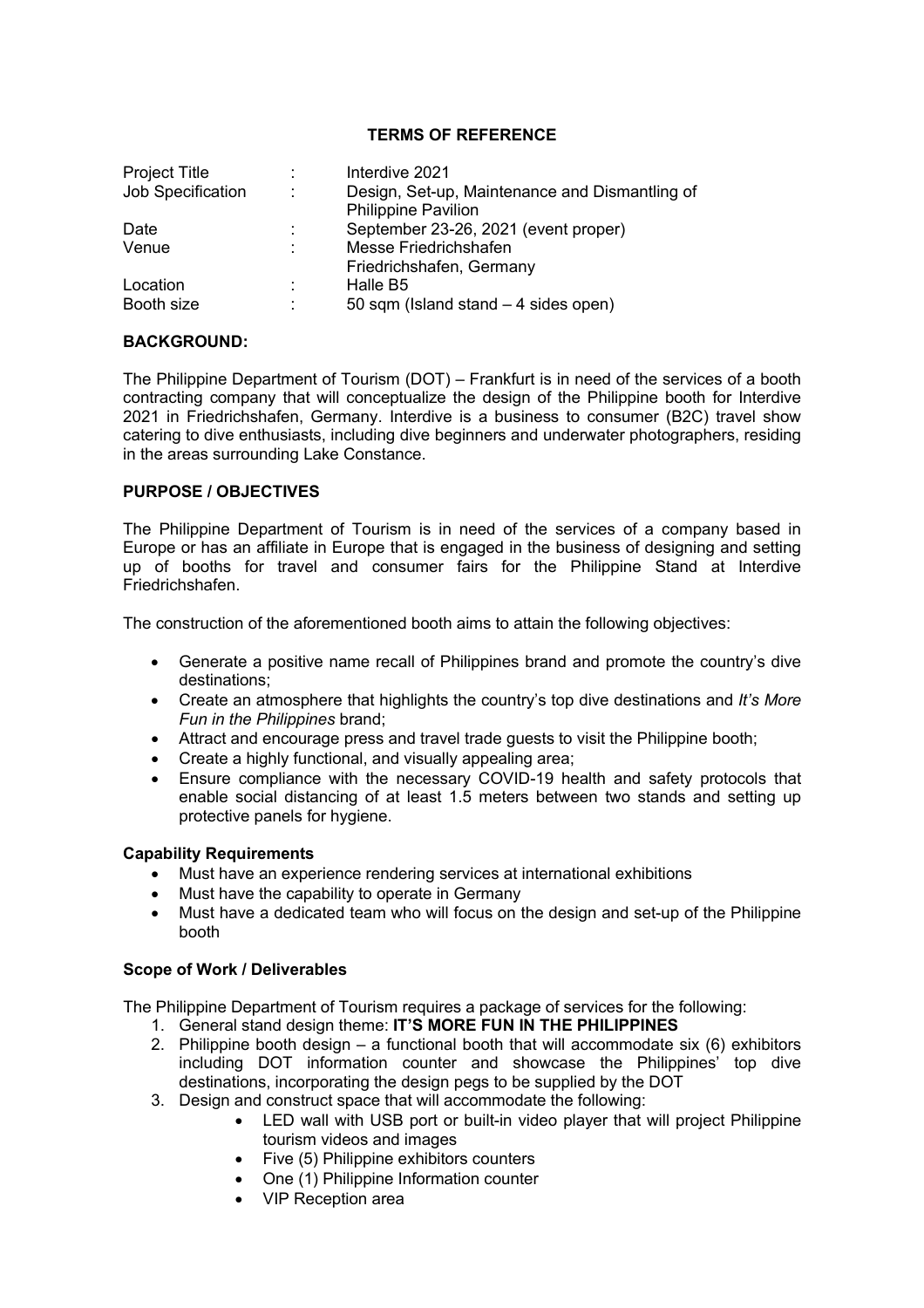# TERMS OF REFERENCE

| | | |
|---|---|---|
| Project Title | : | Interdive 2021 |
| Job Specification | : | Design, Set-up, Maintenance and Dismantling of Philippine Pavilion |
| Date | : | September 23-26, 2021 (event proper) |
| Venue | : | Messe Friedrichshafen<br>Friedrichshafen, Germany |
| Location | : | Halle B5 |
| Booth size | : | 50 sqm (Island stand – 4 sides open) |

## BACKGROUND:

The Philippine Department of Tourism (DOT) – Frankfurt is in need of the services of a booth contracting company that will conceptualize the design of the Philippine booth for Interdive 2021 in Friedrichshafen, Germany. Interdive is a business to consumer (B2C) travel show catering to dive enthusiasts, including dive beginners and underwater photographers, residing in the areas surrounding Lake Constance.

## PURPOSE / OBJECTIVES

The Philippine Department of Tourism is in need of the services of a company based in Europe or has an affiliate in Europe that is engaged in the business of designing and setting up of booths for travel and consumer fairs for the Philippine Stand at Interdive Friedrichshafen.

The construction of the aforementioned booth aims to attain the following objectives:

- Generate a positive name recall of Philippines brand and promote the country's dive destinations;
- Create an atmosphere that highlights the country's top dive destinations and *It's More Fun in the Philippines* brand;
- Attract and encourage press and travel trade guests to visit the Philippine booth;
- Create a highly functional, and visually appealing area;
- Ensure compliance with the necessary COVID-19 health and safety protocols that enable social distancing of at least 1.5 meters between two stands and setting up protective panels for hygiene.

### Capability Requirements

- Must have an experience rendering services at international exhibitions
- Must have the capability to operate in Germany
- Must have a dedicated team who will focus on the design and set-up of the Philippine booth

### Scope of Work / Deliverables

The Philippine Department of Tourism requires a package of services for the following:

1. General stand design theme: **IT'S MORE FUN IN THE PHILIPPINES**
2. Philippine booth design – a functional booth that will accommodate six (6) exhibitors including DOT information counter and showcase the Philippines' top dive destinations, incorporating the design pegs to be supplied by the DOT
3. Design and construct space that will accommodate the following:
    - LED wall with USB port or built-in video player that will project Philippine tourism videos and images
    - Five (5) Philippine exhibitors counters
    - One (1) Philippine Information counter
    - VIP Reception area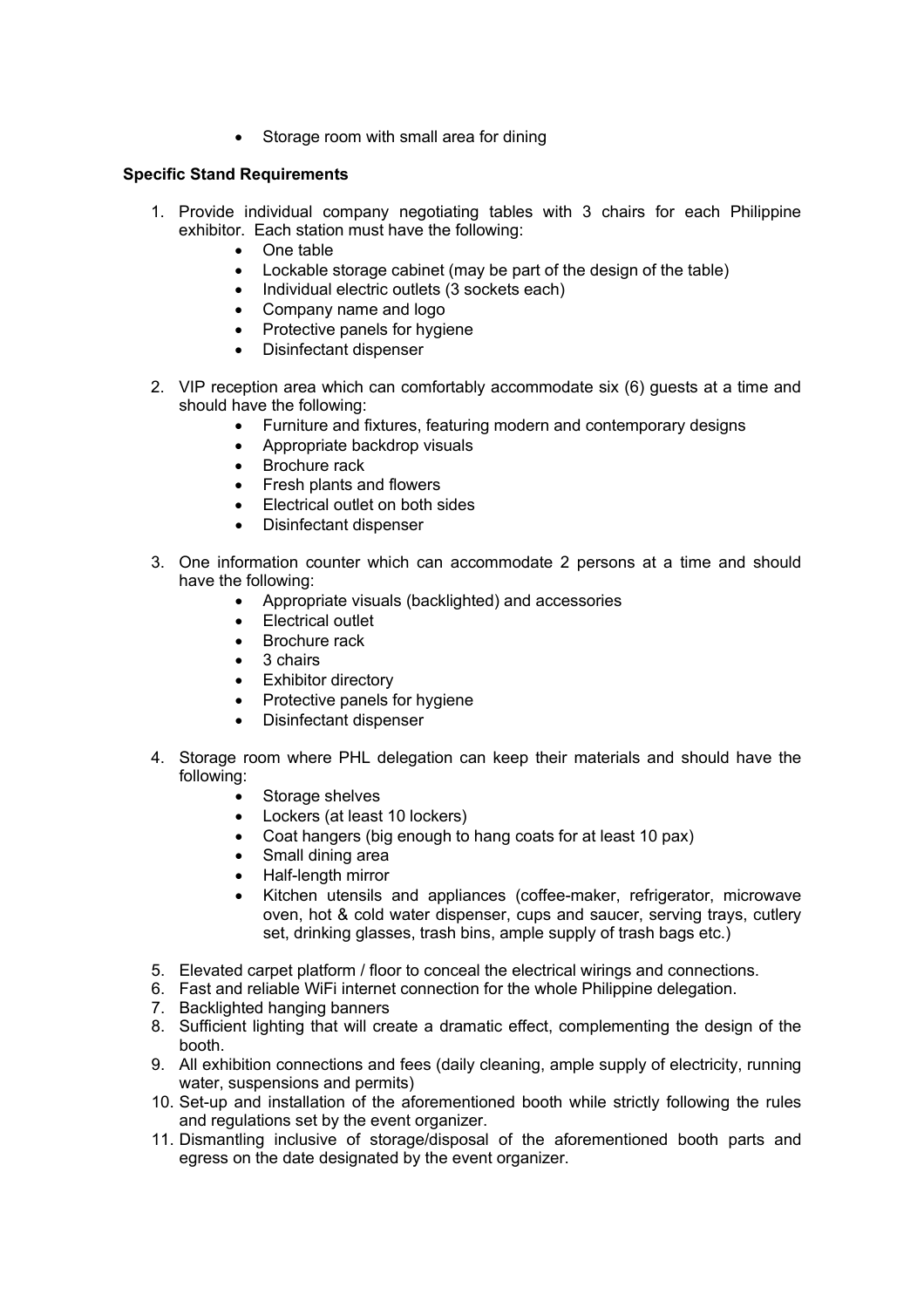- Storage room with small area for dining

**Specific Stand Requirements**

1. Provide individual company negotiating tables with 3 chairs for each Philippine exhibitor. Each station must have the following:
    - One table
    - Lockable storage cabinet (may be part of the design of the table)
    - Individual electric outlets (3 sockets each)
    - Company name and logo
    - Protective panels for hygiene
    - Disinfectant dispenser

2. VIP reception area which can comfortably accommodate six (6) guests at a time and should have the following:
    - Furniture and fixtures, featuring modern and contemporary designs
    - Appropriate backdrop visuals
    - Brochure rack
    - Fresh plants and flowers
    - Electrical outlet on both sides
    - Disinfectant dispenser

3. One information counter which can accommodate 2 persons at a time and should have the following:
    - Appropriate visuals (backlighted) and accessories
    - Electrical outlet
    - Brochure rack
    - 3 chairs
    - Exhibitor directory
    - Protective panels for hygiene
    - Disinfectant dispenser

4. Storage room where PHL delegation can keep their materials and should have the following:
    - Storage shelves
    - Lockers (at least 10 lockers)
    - Coat hangers (big enough to hang coats for at least 10 pax)
    - Small dining area
    - Half-length mirror
    - Kitchen utensils and appliances (coffee-maker, refrigerator, microwave oven, hot & cold water dispenser, cups and saucer, serving trays, cutlery set, drinking glasses, trash bins, ample supply of trash bags etc.)

5. Elevated carpet platform / floor to conceal the electrical wirings and connections.
6. Fast and reliable WiFi internet connection for the whole Philippine delegation.
7. Backlighted hanging banners
8. Sufficient lighting that will create a dramatic effect, complementing the design of the booth.
9. All exhibition connections and fees (daily cleaning, ample supply of electricity, running water, suspensions and permits)
10. Set-up and installation of the aforementioned booth while strictly following the rules and regulations set by the event organizer.
11. Dismantling inclusive of storage/disposal of the aforementioned booth parts and egress on the date designated by the event organizer.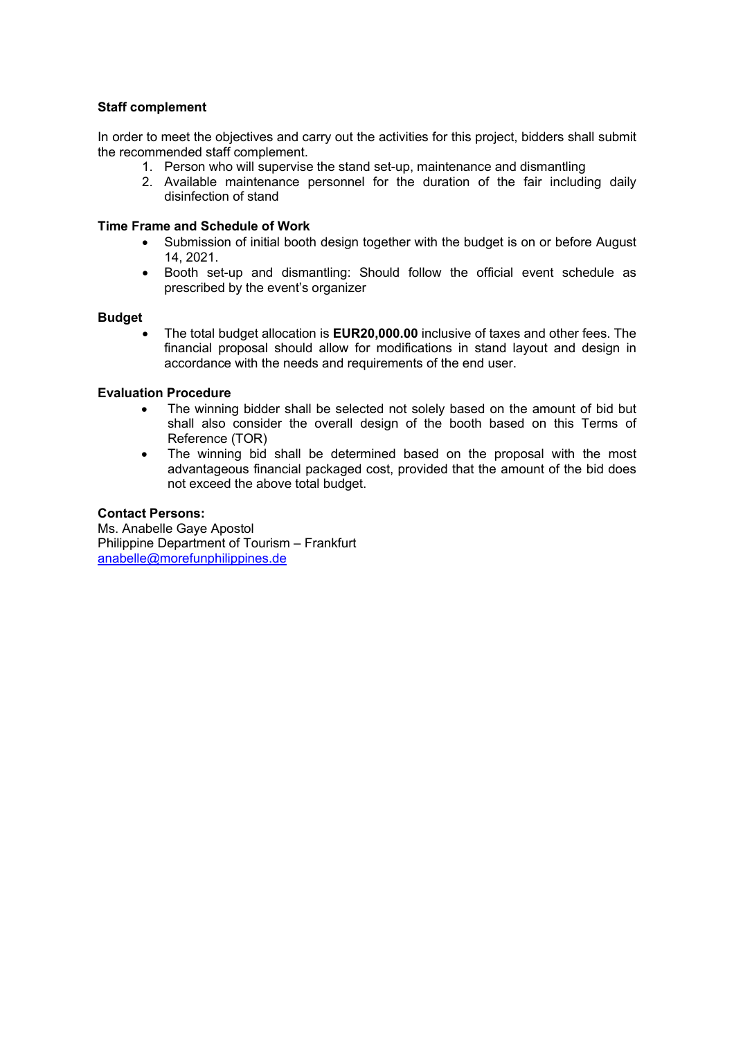**Staff complement**

In order to meet the objectives and carry out the activities for this project, bidders shall submit the recommended staff complement.

1. Person who will supervise the stand set-up, maintenance and dismantling
2. Available maintenance personnel for the duration of the fair including daily disinfection of stand

**Time Frame and Schedule of Work**

- Submission of initial booth design together with the budget is on or before August 14, 2021.
- Booth set-up and dismantling: Should follow the official event schedule as prescribed by the event's organizer

**Budget**

- The total budget allocation is **EUR20,000.00** inclusive of taxes and other fees. The financial proposal should allow for modifications in stand layout and design in accordance with the needs and requirements of the end user.

**Evaluation Procedure**

- The winning bidder shall be selected not solely based on the amount of bid but shall also consider the overall design of the booth based on this Terms of Reference (TOR)
- The winning bid shall be determined based on the proposal with the most advantageous financial packaged cost, provided that the amount of the bid does not exceed the above total budget.

**Contact Persons:**
Ms. Anabelle Gaye Apostol
Philippine Department of Tourism – Frankfurt
anabelle@morefunphilippines.de